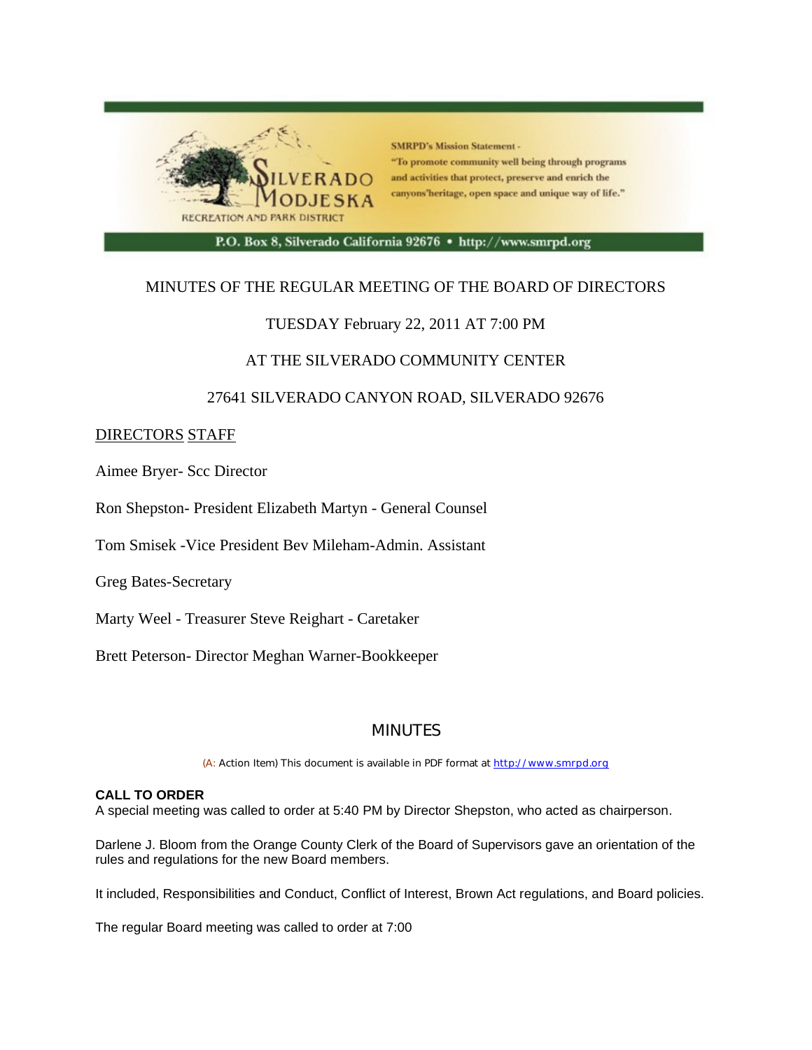SMRPD's Mission Statement - "To promote community well being through programs and activities that protect, preserve and enrich the canyons'heritage, open space and unique way of life."

SILVERADO MODJESKA RECREATION AND PARK DISTRICT

P.O. Box 8, Silverado California 92676 • http://www.smrpd.org

MINUTES OF THE REGULAR MEETING OF THE BOARD OF DIRECTORS

TUESDAY February 22, 2011 AT 7:00 PM

AT THE SILVERADO COMMUNITY CENTER

27641 SILVERADO CANYON ROAD, SILVERADO 92676

<u>DIRECTORS</u> <u>STAFF</u>

Aimee Bryer- Scc Director

Ron Shepston- President Elizabeth Martyn - General Counsel

Tom Smisek -Vice President Bev Mileham-Admin. Assistant

Greg Bates-Secretary

Marty Weel - Treasurer Steve Reighart - Caretaker

Brett Peterson- Director Meghan Warner-Bookkeeper

## MINUTES

(A: Action Item) This document is available in PDF format at http://www.smrpd.org

**CALL TO ORDER**

A special meeting was called to order at 5:40 PM by Director Shepston, who acted as chairperson.

Darlene J. Bloom from the Orange County Clerk of the Board of Supervisors gave an orientation of the rules and regulations for the new Board members.

It included, Responsibilities and Conduct, Conflict of Interest, Brown Act regulations, and Board policies.

The regular Board meeting was called to order at 7:00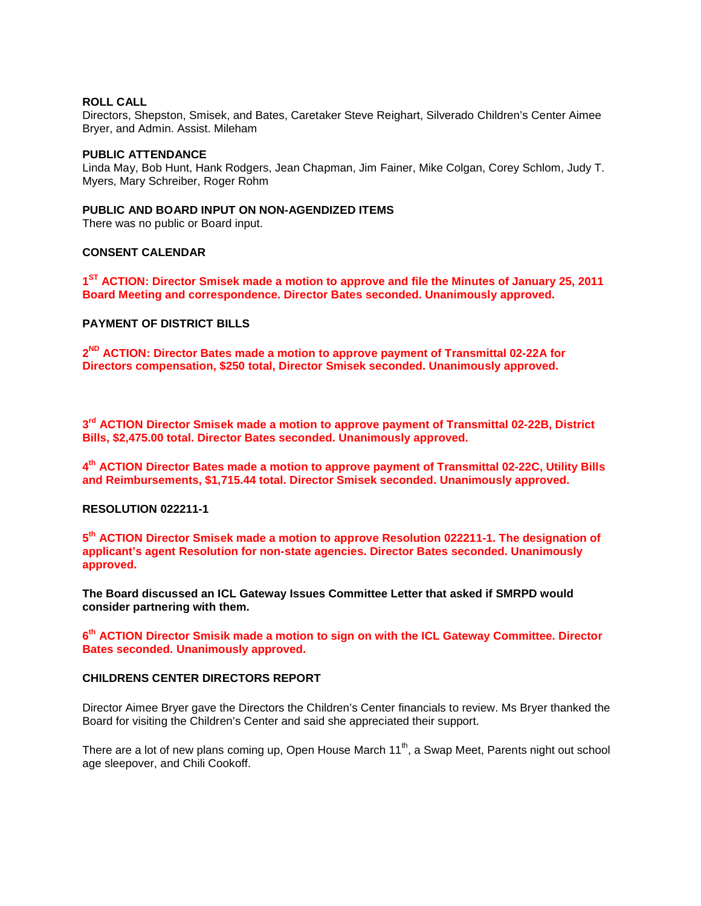**ROLL CALL**
Directors, Shepston, Smisek, and Bates, Caretaker Steve Reighart, Silverado Children's Center Aimee Bryer, and Admin. Assist. Mileham

**PUBLIC ATTENDANCE**
Linda May, Bob Hunt, Hank Rodgers, Jean Chapman, Jim Fainer, Mike Colgan, Corey Schlom, Judy T. Myers, Mary Schreiber, Roger Rohm

**PUBLIC AND BOARD INPUT ON NON-AGENDIZED ITEMS**
There was no public or Board input.

**CONSENT CALENDAR**

**1ST ACTION: Director Smisek made a motion to approve and file the Minutes of January 25, 2011 Board Meeting and correspondence. Director Bates seconded. Unanimously approved.**

**PAYMENT OF DISTRICT BILLS**

**2ND ACTION: Director Bates made a motion to approve payment of Transmittal 02-22A for Directors compensation, $250 total, Director Smisek seconded. Unanimously approved.**

**3rd ACTION Director Smisek made a motion to approve payment of Transmittal 02-22B, District Bills, $2,475.00 total. Director Bates seconded. Unanimously approved.**

**4th ACTION Director Bates made a motion to approve payment of Transmittal 02-22C, Utility Bills and Reimbursements, $1,715.44 total. Director Smisek seconded. Unanimously approved.**

**RESOLUTION 022211-1**

**5th ACTION Director Smisek made a motion to approve Resolution 022211-1. The designation of applicant's agent Resolution for non-state agencies. Director Bates seconded. Unanimously approved.**

**The Board discussed an ICL Gateway Issues Committee Letter that asked if SMRPD would consider partnering with them.**

**6th ACTION Director Smisik made a motion to sign on with the ICL Gateway Committee. Director Bates seconded. Unanimously approved.**

**CHILDRENS CENTER DIRECTORS REPORT**

Director Aimee Bryer gave the Directors the Children's Center financials to review. Ms Bryer thanked the Board for visiting the Children's Center and said she appreciated their support.

There are a lot of new plans coming up, Open House March 11th, a Swap Meet, Parents night out school age sleepover, and Chili Cookoff.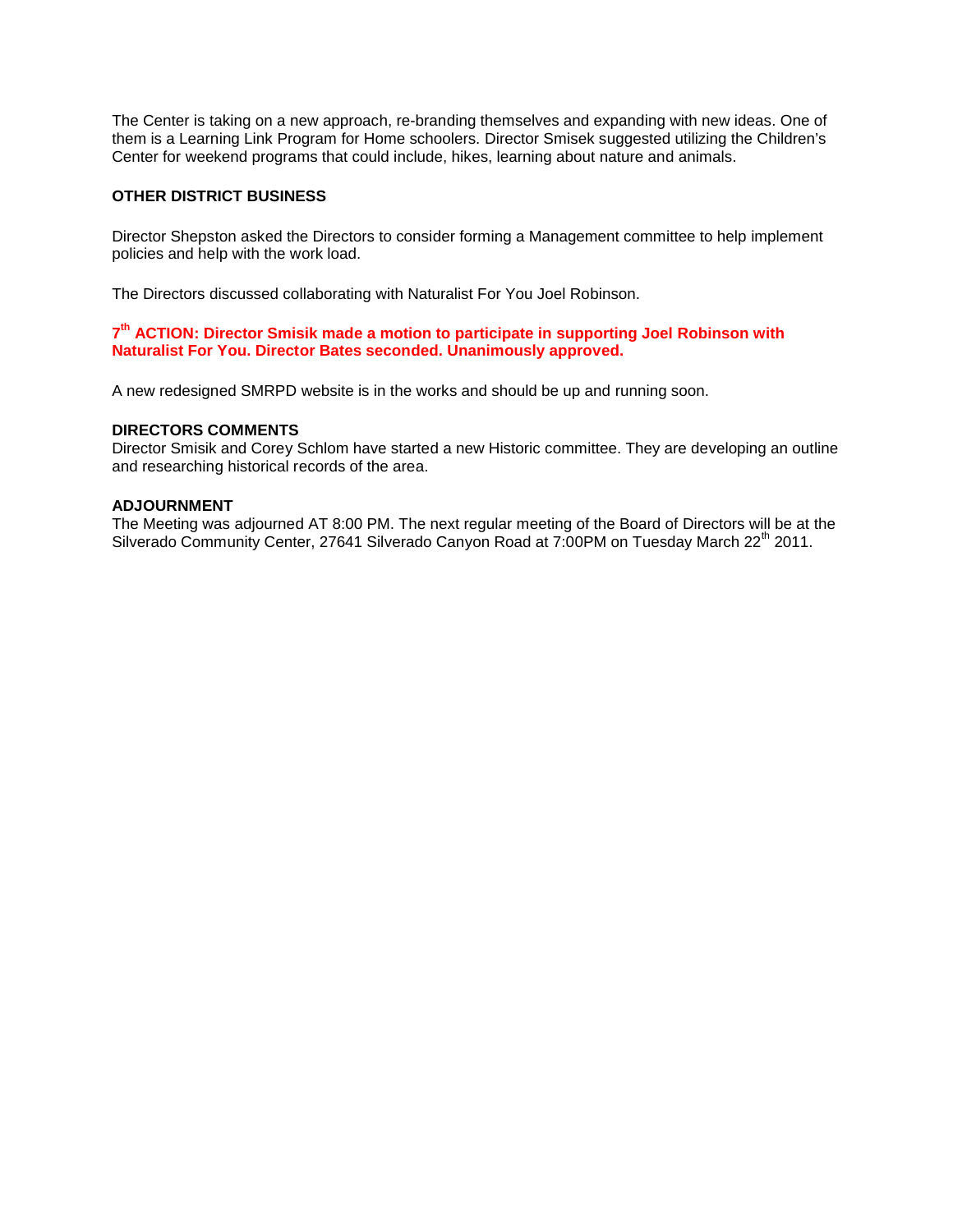The Center is taking on a new approach, re-branding themselves and expanding with new ideas. One of them is a Learning Link Program for Home schoolers. Director Smisek suggested utilizing the Children's Center for weekend programs that could include, hikes, learning about nature and animals.

**OTHER DISTRICT BUSINESS**

Director Shepston asked the Directors to consider forming a Management committee to help implement policies and help with the work load.

The Directors discussed collaborating with Naturalist For You Joel Robinson.

**7th ACTION: Director Smisik made a motion to participate in supporting Joel Robinson with Naturalist For You. Director Bates seconded. Unanimously approved.**

A new redesigned SMRPD website is in the works and should be up and running soon.

**DIRECTORS COMMENTS**

Director Smisik and Corey Schlom have started a new Historic committee. They are developing an outline and researching historical records of the area.

**ADJOURNMENT**

The Meeting was adjourned AT 8:00 PM. The next regular meeting of the Board of Directors will be at the Silverado Community Center, 27641 Silverado Canyon Road at 7:00PM on Tuesday March 22nd 2011.